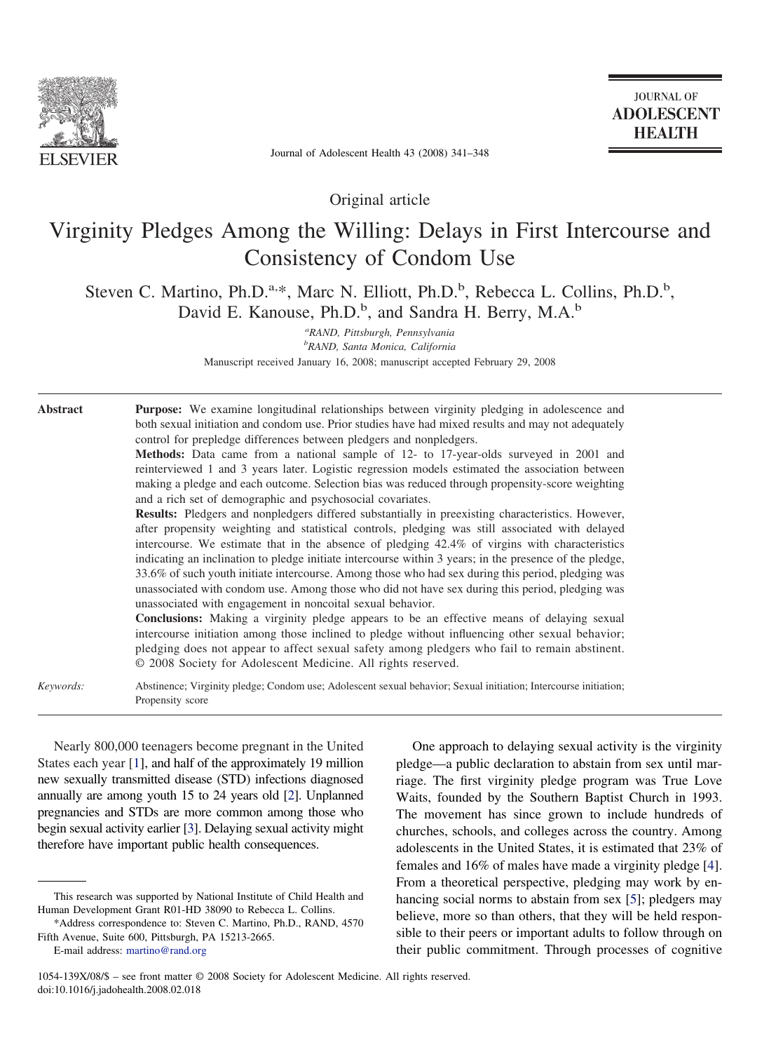Original article

# Virginity Pledges Among the Willing: Delays in First Intercourse and Consistency of Condom Use

Steven C. Martino, Ph.D.[a,*], Marc N. Elliott, Ph.D.[b], Rebecca L. Collins, Ph.D.[b], David E. Kanouse, Ph.D.[b], and Sandra H. Berry, M.A.[b]

[a]RAND, Pittsburgh, Pennsylvania
[b]RAND, Santa Monica, California

Manuscript received January 16, 2008; manuscript accepted February 29, 2008

**Abstract**

**Purpose:** We examine longitudinal relationships between virginity pledging in adolescence and both sexual initiation and condom use. Prior studies have had mixed results and may not adequately control for prepledge differences between pledgers and nonpledgers.

**Methods:** Data came from a national sample of 12- to 17-year-olds surveyed in 2001 and reinterviewed 1 and 3 years later. Logistic regression models estimated the association between making a pledge and each outcome. Selection bias was reduced through propensity-score weighting and a rich set of demographic and psychosocial covariates.

**Results:** Pledgers and nonpledgers differed substantially in preexisting characteristics. However, after propensity weighting and statistical controls, pledging was still associated with delayed intercourse. We estimate that in the absence of pledging 42.4% of virgins with characteristics indicating an inclination to pledge initiate intercourse within 3 years; in the presence of the pledge, 33.6% of such youth initiate intercourse. Among those who had sex during this period, pledging was unassociated with condom use. Among those who did not have sex during this period, pledging was unassociated with engagement in noncoital sexual behavior.

**Conclusions:** Making a virginity pledge appears to be an effective means of delaying sexual intercourse initiation among those inclined to pledge without influencing other sexual behavior; pledging does not appear to affect sexual safety among pledgers who fail to remain abstinent. © 2008 Society for Adolescent Medicine. All rights reserved.

*Keywords:* Abstinence; Virginity pledge; Condom use; Adolescent sexual behavior; Sexual initiation; Intercourse initiation; Propensity score

Nearly 800,000 teenagers become pregnant in the United States each year [1], and half of the approximately 19 million new sexually transmitted disease (STD) infections diagnosed annually are among youth 15 to 24 years old [2]. Unplanned pregnancies and STDs are more common among those who begin sexual activity earlier [3]. Delaying sexual activity might therefore have important public health consequences.

One approach to delaying sexual activity is the virginity pledge—a public declaration to abstain from sex until marriage. The first virginity pledge program was True Love Waits, founded by the Southern Baptist Church in 1993. The movement has since grown to include hundreds of churches, schools, and colleges across the country. Among adolescents in the United States, it is estimated that 23% of females and 16% of males have made a virginity pledge [4]. From a theoretical perspective, pledging may work by enhancing social norms to abstain from sex [5]; pledgers may believe, more so than others, that they will be held responsible to their peers or important adults to follow through on their public commitment. Through processes of cognitive

This research was supported by National Institute of Child Health and Human Development Grant R01-HD 38090 to Rebecca L. Collins.

*Address correspondence to: Steven C. Martino, Ph.D., RAND, 4570 Fifth Avenue, Suite 600, Pittsburgh, PA 15213-2665.

E-mail address: martino@rand.org

1054-139X/08/$ – see front matter © 2008 Society for Adolescent Medicine. All rights reserved.
doi:10.1016/j.jadohealth.2008.02.018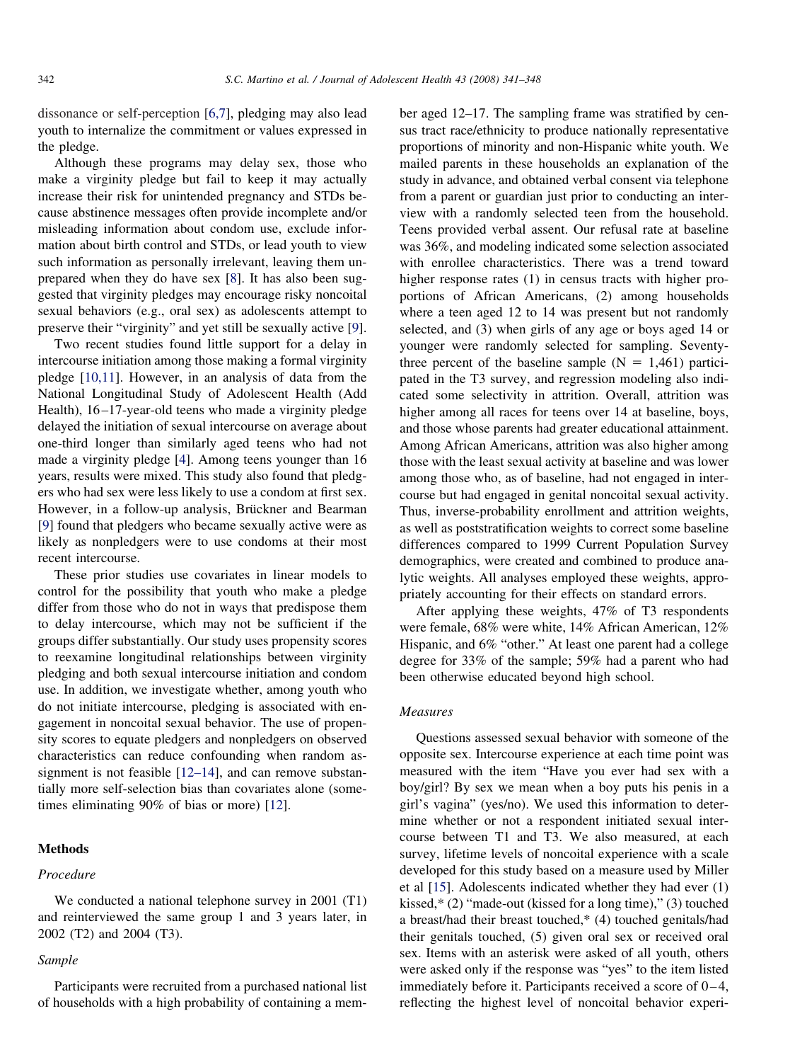dissonance or self-perception [6,7], pledging may also lead youth to internalize the commitment or values expressed in the pledge.

Although these programs may delay sex, those who make a virginity pledge but fail to keep it may actually increase their risk for unintended pregnancy and STDs because abstinence messages often provide incomplete and/or misleading information about condom use, exclude information about birth control and STDs, or lead youth to view such information as personally irrelevant, leaving them unprepared when they do have sex [8]. It has also been suggested that virginity pledges may encourage risky noncoital sexual behaviors (e.g., oral sex) as adolescents attempt to preserve their "virginity" and yet still be sexually active [9].

Two recent studies found little support for a delay in intercourse initiation among those making a formal virginity pledge [10,11]. However, in an analysis of data from the National Longitudinal Study of Adolescent Health (Add Health), 16–17-year-old teens who made a virginity pledge delayed the initiation of sexual intercourse on average about one-third longer than similarly aged teens who had not made a virginity pledge [4]. Among teens younger than 16 years, results were mixed. This study also found that pledgers who had sex were less likely to use a condom at first sex. However, in a follow-up analysis, Brückner and Bearman [9] found that pledgers who became sexually active were as likely as nonpledgers were to use condoms at their most recent intercourse.

These prior studies use covariates in linear models to control for the possibility that youth who make a pledge differ from those who do not in ways that predispose them to delay intercourse, which may not be sufficient if the groups differ substantially. Our study uses propensity scores to reexamine longitudinal relationships between virginity pledging and both sexual intercourse initiation and condom use. In addition, we investigate whether, among youth who do not initiate intercourse, pledging is associated with engagement in noncoital sexual behavior. The use of propensity scores to equate pledgers and nonpledgers on observed characteristics can reduce confounding when random assignment is not feasible [12–14], and can remove substantially more self-selection bias than covariates alone (sometimes eliminating 90% of bias or more) [12].

## Methods

### *Procedure*

We conducted a national telephone survey in 2001 (T1) and reinterviewed the same group 1 and 3 years later, in 2002 (T2) and 2004 (T3).

### *Sample*

Participants were recruited from a purchased national list of households with a high probability of containing a member aged 12–17. The sampling frame was stratified by census tract race/ethnicity to produce nationally representative proportions of minority and non-Hispanic white youth. We mailed parents in these households an explanation of the study in advance, and obtained verbal consent via telephone from a parent or guardian just prior to conducting an interview with a randomly selected teen from the household. Teens provided verbal assent. Our refusal rate at baseline was 36%, and modeling indicated some selection associated with enrollee characteristics. There was a trend toward higher response rates (1) in census tracts with higher proportions of African Americans, (2) among households where a teen aged 12 to 14 was present but not randomly selected, and (3) when girls of any age or boys aged 14 or younger were randomly selected for sampling. Seventy-three percent of the baseline sample ($N = 1{,}461$) participated in the T3 survey, and regression modeling also indicated some selectivity in attrition. Overall, attrition was higher among all races for teens over 14 at baseline, boys, and those whose parents had greater educational attainment. Among African Americans, attrition was also higher among those with the least sexual activity at baseline and was lower among those who, as of baseline, had not engaged in intercourse but had engaged in genital noncoital sexual activity. Thus, inverse-probability enrollment and attrition weights, as well as poststratification weights to correct some baseline differences compared to 1999 Current Population Survey demographics, were created and combined to produce analytic weights. All analyses employed these weights, appropriately accounting for their effects on standard errors.

After applying these weights, 47% of T3 respondents were female, 68% were white, 14% African American, 12% Hispanic, and 6% "other." At least one parent had a college degree for 33% of the sample; 59% had a parent who had been otherwise educated beyond high school.

### *Measures*

Questions assessed sexual behavior with someone of the opposite sex. Intercourse experience at each time point was measured with the item "Have you ever had sex with a boy/girl? By sex we mean when a boy puts his penis in a girl's vagina" (yes/no). We used this information to determine whether or not a respondent initiated sexual intercourse between T1 and T3. We also measured, at each survey, lifetime levels of noncoital experience with a scale developed for this study based on a measure used by Miller et al [15]. Adolescents indicated whether they had ever (1) kissed,* (2) "made-out (kissed for a long time)," (3) touched a breast/had their breast touched,* (4) touched genitals/had their genitals touched, (5) given oral sex or received oral sex. Items with an asterisk were asked of all youth, others were asked only if the response was "yes" to the item listed immediately before it. Participants received a score of 0–4, reflecting the highest level of noncoital behavior experi-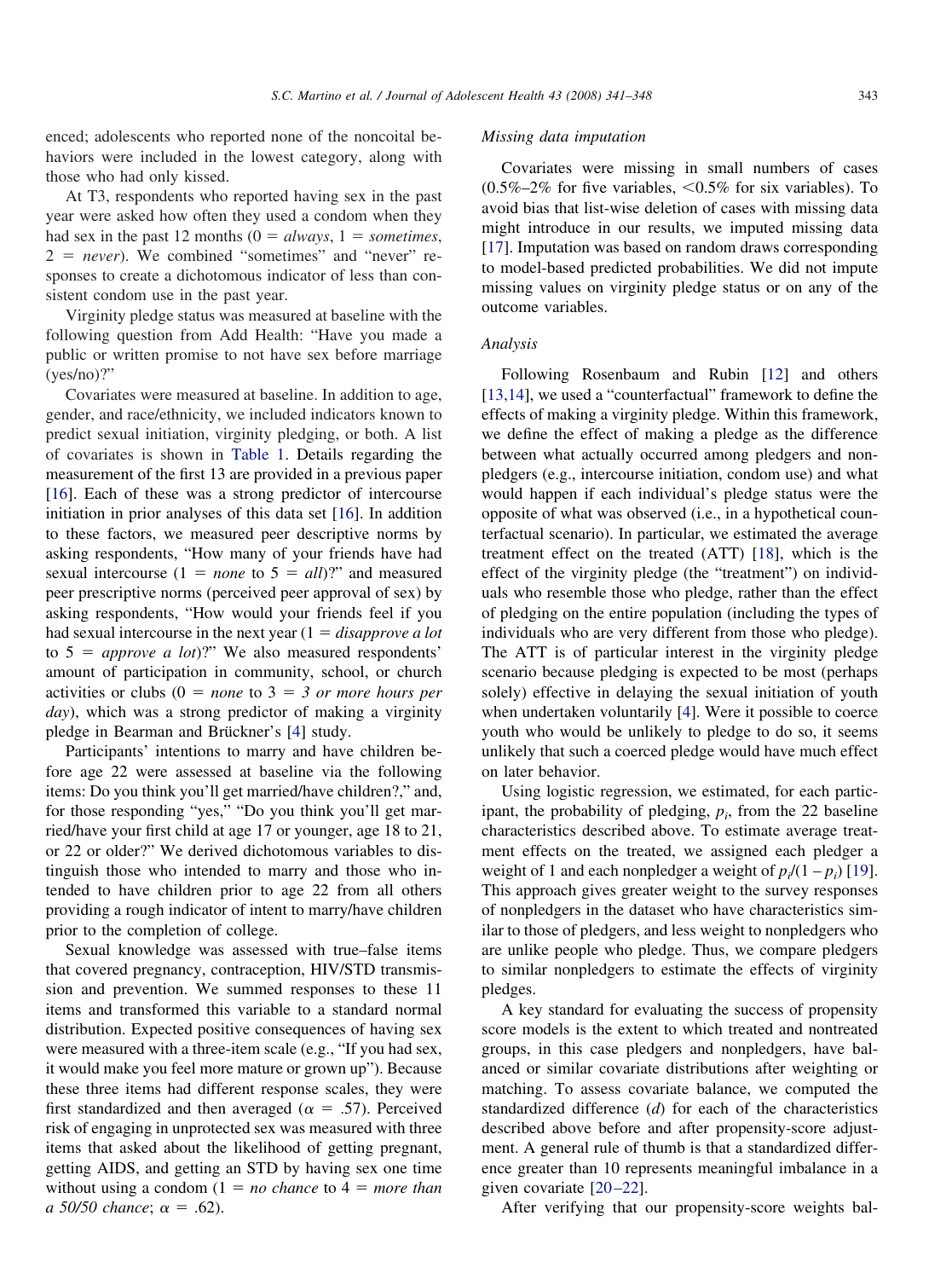enced; adolescents who reported none of the noncoital behaviors were included in the lowest category, along with those who had only kissed.

At T3, respondents who reported having sex in the past year were asked how often they used a condom when they had sex in the past 12 months (0 = *always*, 1 = *sometimes*, 2 = *never*). We combined "sometimes" and "never" responses to create a dichotomous indicator of less than consistent condom use in the past year.

Virginity pledge status was measured at baseline with the following question from Add Health: "Have you made a public or written promise to not have sex before marriage (yes/no)?"

Covariates were measured at baseline. In addition to age, gender, and race/ethnicity, we included indicators known to predict sexual initiation, virginity pledging, or both. A list of covariates is shown in Table 1. Details regarding the measurement of the first 13 are provided in a previous paper [16]. Each of these was a strong predictor of intercourse initiation in prior analyses of this data set [16]. In addition to these factors, we measured peer descriptive norms by asking respondents, "How many of your friends have had sexual intercourse (1 = *none* to 5 = *all*)?" and measured peer prescriptive norms (perceived peer approval of sex) by asking respondents, "How would your friends feel if you had sexual intercourse in the next year (1 = *disapprove a lot* to 5 = *approve a lot*)?" We also measured respondents' amount of participation in community, school, or church activities or clubs (0 = *none* to 3 = *3 or more hours per day*), which was a strong predictor of making a virginity pledge in Bearman and Brückner's [4] study.

Participants' intentions to marry and have children before age 22 were assessed at baseline via the following items: Do you think you'll get married/have children?," and, for those responding "yes," "Do you think you'll get married/have your first child at age 17 or younger, age 18 to 21, or 22 or older?" We derived dichotomous variables to distinguish those who intended to marry and those who intended to have children prior to age 22 from all others providing a rough indicator of intent to marry/have children prior to the completion of college.

Sexual knowledge was assessed with true–false items that covered pregnancy, contraception, HIV/STD transmission and prevention. We summed responses to these 11 items and transformed this variable to a standard normal distribution. Expected positive consequences of having sex were measured with a three-item scale (e.g., "If you had sex, it would make you feel more mature or grown up"). Because these three items had different response scales, they were first standardized and then averaged ($\alpha$ = .57). Perceived risk of engaging in unprotected sex was measured with three items that asked about the likelihood of getting pregnant, getting AIDS, and getting an STD by having sex one time without using a condom (1 = *no chance* to 4 = *more than a 50/50 chance*; $\alpha$ = .62).

### Missing data imputation

Covariates were missing in small numbers of cases (0.5%–2% for five variables, <0.5% for six variables). To avoid bias that list-wise deletion of cases with missing data might introduce in our results, we imputed missing data [17]. Imputation was based on random draws corresponding to model-based predicted probabilities. We did not impute missing values on virginity pledge status or on any of the outcome variables.

### Analysis

Following Rosenbaum and Rubin [12] and others [13,14], we used a "counterfactual" framework to define the effects of making a virginity pledge. Within this framework, we define the effect of making a pledge as the difference between what actually occurred among pledgers and nonpledgers (e.g., intercourse initiation, condom use) and what would happen if each individual's pledge status were the opposite of what was observed (i.e., in a hypothetical counterfactual scenario). In particular, we estimated the average treatment effect on the treated (ATT) [18], which is the effect of the virginity pledge (the "treatment") on individuals who resemble those who pledge, rather than the effect of pledging on the entire population (including the types of individuals who are very different from those who pledge). The ATT is of particular interest in the virginity pledge scenario because pledging is expected to be most (perhaps solely) effective in delaying the sexual initiation of youth when undertaken voluntarily [4]. Were it possible to coerce youth who would be unlikely to pledge to do so, it seems unlikely that such a coerced pledge would have much effect on later behavior.

Using logistic regression, we estimated, for each participant, the probability of pledging, $p_i$, from the 22 baseline characteristics described above. To estimate average treatment effects on the treated, we assigned each pledger a weight of 1 and each nonpledger a weight of $p_i/(1 - p_i)$ [19]. This approach gives greater weight to the survey responses of nonpledgers in the dataset who have characteristics similar to those of pledgers, and less weight to nonpledgers who are unlike people who pledge. Thus, we compare pledgers to similar nonpledgers to estimate the effects of virginity pledges.

A key standard for evaluating the success of propensity score models is the extent to which treated and nontreated groups, in this case pledgers and nonpledgers, have balanced or similar covariate distributions after weighting or matching. To assess covariate balance, we computed the standardized difference ($d$) for each of the characteristics described above before and after propensity-score adjustment. A general rule of thumb is that a standardized difference greater than 10 represents meaningful imbalance in a given covariate [20–22].

After verifying that our propensity-score weights bal-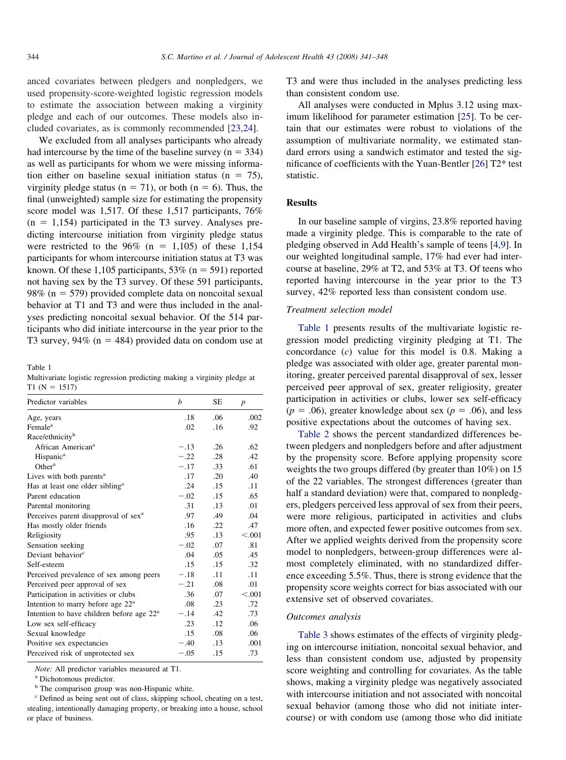anced covariates between pledgers and nonpledgers, we used propensity-score-weighted logistic regression models to estimate the association between making a virginity pledge and each of our outcomes. These models also included covariates, as is commonly recommended [23,24].

We excluded from all analyses participants who already had intercourse by the time of the baseline survey (n = 334) as well as participants for whom we were missing information either on baseline sexual initiation status (n = 75), virginity pledge status (n = 71), or both (n = 6). Thus, the final (unweighted) sample size for estimating the propensity score model was 1,517. Of these 1,517 participants, 76% (n = 1,154) participated in the T3 survey. Analyses predicting intercourse initiation from virginity pledge status were restricted to the 96% (n = 1,105) of these 1,154 participants for whom intercourse initiation status at T3 was known. Of these 1,105 participants, 53% (n = 591) reported not having sex by the T3 survey. Of these 591 participants, 98% (n = 579) provided complete data on noncoital sexual behavior at T1 and T3 and were thus included in the analyses predicting noncoital sexual behavior. Of the 514 participants who did initiate intercourse in the year prior to the T3 survey, 94% (n = 484) provided data on condom use at T3 and were thus included in the analyses predicting less than consistent condom use.

All analyses were conducted in Mplus 3.12 using maximum likelihood for parameter estimation [25]. To be certain that our estimates were robust to violations of the assumption of multivariate normality, we estimated standard errors using a sandwich estimator and tested the significance of coefficients with the Yuan-Bentler [26] T2* test statistic.

Table 1
Multivariate logistic regression predicting making a virginity pledge at T1 (N = 1517)

| Predictor variables | $b$ | SE | $p$ |
|---|---|---|---|
| Age, years | .18 | .06 | .002 |
| Female[a] | .02 | .16 | .92 |
| Race/ethnicity[b] | | | |
| African American[a] | −.13 | .26 | .62 |
| Hispanic[a] | −.22 | .28 | .42 |
| Other[a] | −.17 | .33 | .61 |
| Lives with both parents[a] | .17 | .20 | .40 |
| Has at least one older sibling[a] | .24 | .15 | .11 |
| Parent education | −.02 | .15 | .65 |
| Parental monitoring | .31 | .13 | .01 |
| Perceives parent disapproval of sex[a] | .97 | .49 | .04 |
| Has mostly older friends | .16 | .22 | .47 |
| Religiosity | .95 | .13 | <.001 |
| Sensation seeking | −.02 | .07 | .81 |
| Deviant behavior[c] | .04 | .05 | .45 |
| Self-esteem | .15 | .15 | .32 |
| Perceived prevalence of sex among peers | −.18 | .11 | .11 |
| Perceived peer approval of sex | −.21 | .08 | .01 |
| Participation in activities or clubs | .36 | .07 | <.001 |
| Intention to marry before age 22[a] | .08 | .23 | .72 |
| Intention to have children before age 22[a] | −.14 | .42 | .73 |
| Low sex self-efficacy | .23 | .12 | .06 |
| Sexual knowledge | .15 | .08 | .06 |
| Positive sex expectancies | −.40 | .13 | .001 |
| Perceived risk of unprotected sex | −.05 | .15 | .73 |

*Note:* All predictor variables measured at T1.
[a] Dichotomous predictor.
[b] The comparison group was non-Hispanic white.
[c] Defined as being sent out of class, skipping school, cheating on a test, stealing, intentionally damaging property, or breaking into a house, school or place of business.

## Results

In our baseline sample of virgins, 23.8% reported having made a virginity pledge. This is comparable to the rate of pledging observed in Add Health's sample of teens [4,9]. In our weighted longitudinal sample, 17% had ever had intercourse at baseline, 29% at T2, and 53% at T3. Of teens who reported having intercourse in the year prior to the T3 survey, 42% reported less than consistent condom use.

### Treatment selection model

Table 1 presents results of the multivariate logistic regression model predicting virginity pledging at T1. The concordance ($c$) value for this model is 0.8. Making a pledge was associated with older age, greater parental monitoring, greater perceived parental disapproval of sex, lesser perceived peer approval of sex, greater religiosity, greater participation in activities or clubs, lower sex self-efficacy ($p = .06$), greater knowledge about sex ($p = .06$), and less positive expectations about the outcomes of having sex.

Table 2 shows the percent standardized differences between pledgers and nonpledgers before and after adjustment by the propensity score. Before applying propensity score weights the two groups differed (by greater than 10%) on 15 of the 22 variables. The strongest differences (greater than half a standard deviation) were that, compared to nonpledgers, pledgers perceived less approval of sex from their peers, were more religious, participated in activities and clubs more often, and expected fewer positive outcomes from sex. After we applied weights derived from the propensity score model to nonpledgers, between-group differences were almost completely eliminated, with no standardized difference exceeding 5.5%. Thus, there is strong evidence that the propensity score weights correct for bias associated with our extensive set of observed covariates.

### Outcomes analysis

Table 3 shows estimates of the effects of virginity pledging on intercourse initiation, noncoital sexual behavior, and less than consistent condom use, adjusted by propensity score weighting and controlling for covariates. As the table shows, making a virginity pledge was negatively associated with intercourse initiation and not associated with noncoital sexual behavior (among those who did not initiate intercourse) or with condom use (among those who did initiate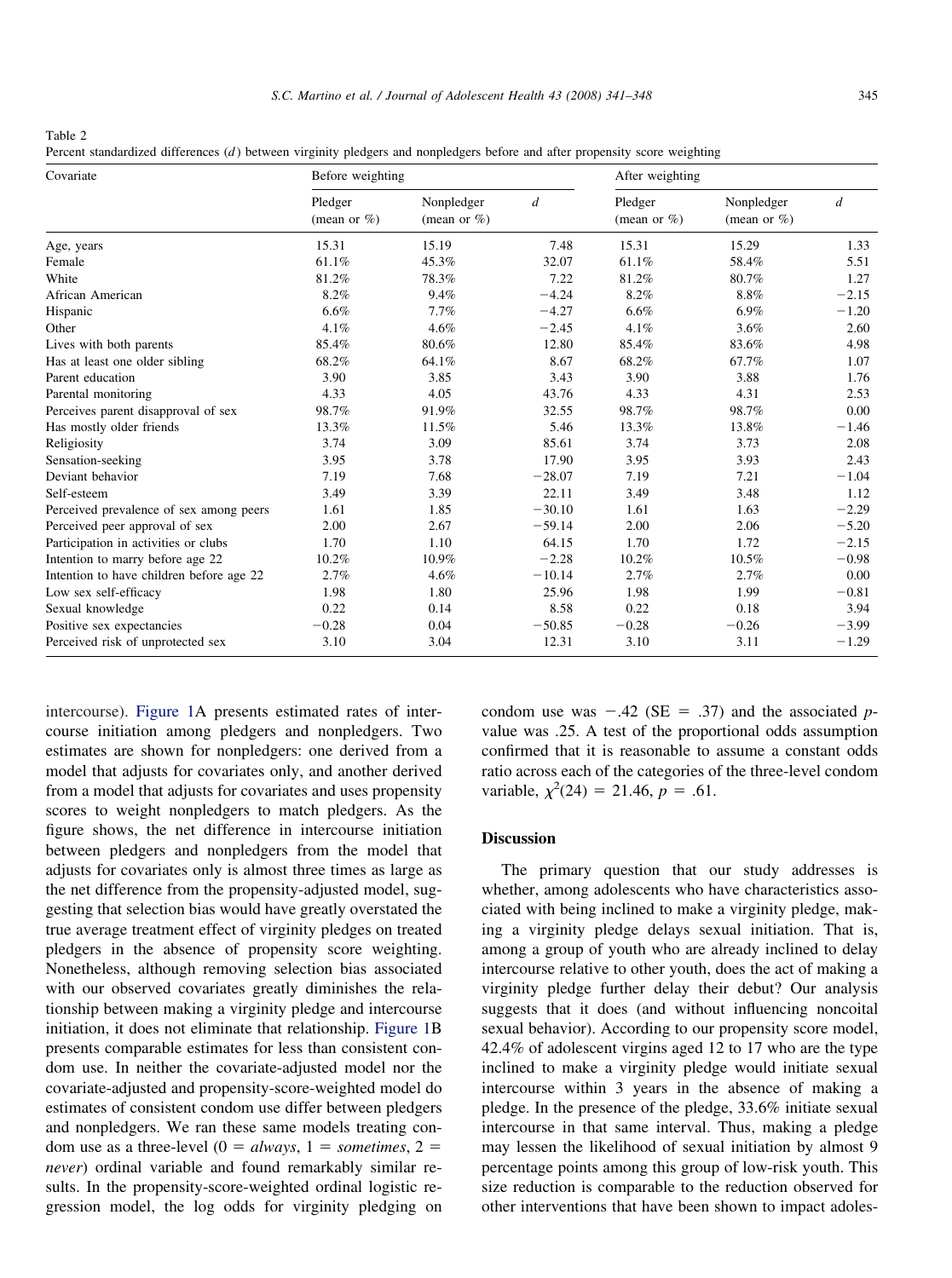Table 2
Percent standardized differences ($d$) between virginity pledgers and nonpledgers before and after propensity score weighting

| Covariate | Before weighting | | | After weighting | | |
|---|---|---|---|---|---|---|
| | Pledger (mean or %) | Nonpledger (mean or %) | $d$ | Pledger (mean or %) | Nonpledger (mean or %) | $d$ |
| Age, years | 15.31 | 15.19 | 7.48 | 15.31 | 15.29 | 1.33 |
| Female | 61.1% | 45.3% | 32.07 | 61.1% | 58.4% | 5.51 |
| White | 81.2% | 78.3% | 7.22 | 81.2% | 80.7% | 1.27 |
| African American | 8.2% | 9.4% | −4.24 | 8.2% | 8.8% | −2.15 |
| Hispanic | 6.6% | 7.7% | −4.27 | 6.6% | 6.9% | −1.20 |
| Other | 4.1% | 4.6% | −2.45 | 4.1% | 3.6% | 2.60 |
| Lives with both parents | 85.4% | 80.6% | 12.80 | 85.4% | 83.6% | 4.98 |
| Has at least one older sibling | 68.2% | 64.1% | 8.67 | 68.2% | 67.7% | 1.07 |
| Parent education | 3.90 | 3.85 | 3.43 | 3.90 | 3.88 | 1.76 |
| Parental monitoring | 4.33 | 4.05 | 43.76 | 4.33 | 4.31 | 2.53 |
| Perceives parent disapproval of sex | 98.7% | 91.9% | 32.55 | 98.7% | 98.7% | 0.00 |
| Has mostly older friends | 13.3% | 11.5% | 5.46 | 13.3% | 13.8% | −1.46 |
| Religiosity | 3.74 | 3.09 | 85.61 | 3.74 | 3.73 | 2.08 |
| Sensation-seeking | 3.95 | 3.78 | 17.90 | 3.95 | 3.93 | 2.43 |
| Deviant behavior | 7.19 | 7.68 | −28.07 | 7.19 | 7.21 | −1.04 |
| Self-esteem | 3.49 | 3.39 | 22.11 | 3.49 | 3.48 | 1.12 |
| Perceived prevalence of sex among peers | 1.61 | 1.85 | −30.10 | 1.61 | 1.63 | −2.29 |
| Perceived peer approval of sex | 2.00 | 2.67 | −59.14 | 2.00 | 2.06 | −5.20 |
| Participation in activities or clubs | 1.70 | 1.10 | 64.15 | 1.70 | 1.72 | −2.15 |
| Intention to marry before age 22 | 10.2% | 10.9% | −2.28 | 10.2% | 10.5% | −0.98 |
| Intention to have children before age 22 | 2.7% | 4.6% | −10.14 | 2.7% | 2.7% | 0.00 |
| Low sex self-efficacy | 1.98 | 1.80 | 25.96 | 1.98 | 1.99 | −0.81 |
| Sexual knowledge | 0.22 | 0.14 | 8.58 | 0.22 | 0.18 | 3.94 |
| Positive sex expectancies | −0.28 | 0.04 | −50.85 | −0.28 | −0.26 | −3.99 |
| Perceived risk of unprotected sex | 3.10 | 3.04 | 12.31 | 3.10 | 3.11 | −1.29 |

intercourse). Figure 1A presents estimated rates of intercourse initiation among pledgers and nonpledgers. Two estimates are shown for nonpledgers: one derived from a model that adjusts for covariates only, and another derived from a model that adjusts for covariates and uses propensity scores to weight nonpledgers to match pledgers. As the figure shows, the net difference in intercourse initiation between pledgers and nonpledgers from the model that adjusts for covariates only is almost three times as large as the net difference from the propensity-adjusted model, suggesting that selection bias would have greatly overstated the true average treatment effect of virginity pledges on treated pledgers in the absence of propensity score weighting. Nonetheless, although removing selection bias associated with our observed covariates greatly diminishes the relationship between making a virginity pledge and intercourse initiation, it does not eliminate that relationship. Figure 1B presents comparable estimates for less than consistent condom use. In neither the covariate-adjusted model nor the covariate-adjusted and propensity-score-weighted model do estimates of consistent condom use differ between pledgers and nonpledgers. We ran these same models treating condom use as a three-level (0 = *always*, 1 = *sometimes*, 2 = *never*) ordinal variable and found remarkably similar results. In the propensity-score-weighted ordinal logistic regression model, the log odds for virginity pledging on condom use was −.42 (SE = .37) and the associated $p$-value was .25. A test of the proportional odds assumption confirmed that it is reasonable to assume a constant odds ratio across each of the categories of the three-level condom variable, $\chi^2(24) = 21.46$, $p = .61$.

## Discussion

The primary question that our study addresses is whether, among adolescents who have characteristics associated with being inclined to make a virginity pledge, making a virginity pledge delays sexual initiation. That is, among a group of youth who are already inclined to delay intercourse relative to other youth, does the act of making a virginity pledge further delay their debut? Our analysis suggests that it does (and without influencing noncoital sexual behavior). According to our propensity score model, 42.4% of adolescent virgins aged 12 to 17 who are the type inclined to make a virginity pledge would initiate sexual intercourse within 3 years in the absence of making a pledge. In the presence of the pledge, 33.6% initiate sexual intercourse in that same interval. Thus, making a pledge may lessen the likelihood of sexual initiation by almost 9 percentage points among this group of low-risk youth. This size reduction is comparable to the reduction observed for other interventions that have been shown to impact adoles-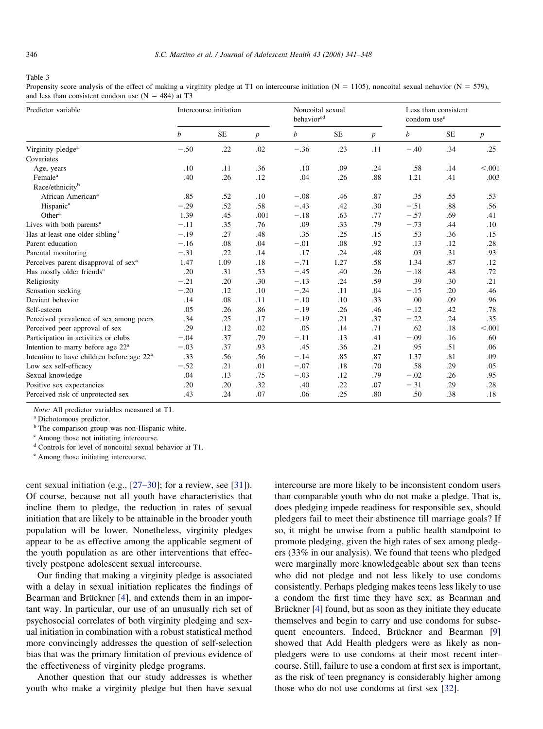Table 3

Propensity score analysis of the effect of making a virginity pledge at T1 on intercourse initiation (N = 1105), noncoital sexual nehavior (N = 579), and less than consistent condom use (N = 484) at T3

| Predictor variable | Intercourse initiation | | | Noncoital sexual behavior[c,d] | | | Less than consistent condom use[e] | | |
|---|---|---|---|---|---|---|---|---|---|
| | *b* | SE | *p* | *b* | SE | *p* | *b* | SE | *p* |
| Virginity pledge[a] | −.50 | .22 | .02 | −.36 | .23 | .11 | −.40 | .34 | .25 |
| Covariates | | | | | | | | | |
| Age, years | .10 | .11 | .36 | .10 | .09 | .24 | .58 | .14 | <.001 |
| Female[a] | .40 | .26 | .12 | .04 | .26 | .88 | 1.21 | .41 | .003 |
| Race/ethnicity[b] | | | | | | | | | |
| African American[a] | .85 | .52 | .10 | −.08 | .46 | .87 | .35 | .55 | .53 |
| Hispanic[a] | −.29 | .52 | .58 | −.43 | .42 | .30 | −.51 | .88 | .56 |
| Other[a] | 1.39 | .45 | .001 | −.18 | .63 | .77 | −.57 | .69 | .41 |
| Lives with both parents[a] | −.11 | .35 | .76 | .09 | .33 | .79 | −.73 | .44 | .10 |
| Has at least one older sibling[a] | −.19 | .27 | .48 | .35 | .25 | .15 | .53 | .36 | .15 |
| Parent education | −.16 | .08 | .04 | −.01 | .08 | .92 | .13 | .12 | .28 |
| Parental monitoring | −.31 | .22 | .14 | .17 | .24 | .48 | .03 | .31 | .93 |
| Perceives parent disapproval of sex[a] | 1.47 | 1.09 | .18 | −.71 | 1.27 | .58 | 1.34 | .87 | .12 |
| Has mostly older friends[a] | .20 | .31 | .53 | −.45 | .40 | .26 | −.18 | .48 | .72 |
| Religiosity | −.21 | .20 | .30 | −.13 | .24 | .59 | .39 | .30 | .21 |
| Sensation seeking | −.20 | .12 | .10 | −.24 | .11 | .04 | −.15 | .20 | .46 |
| Deviant behavior | .14 | .08 | .11 | −.10 | .10 | .33 | .00 | .09 | .96 |
| Self-esteem | .05 | .26 | .86 | −.19 | .26 | .46 | −.12 | .42 | .78 |
| Perceived prevalence of sex among peers | .34 | .25 | .17 | −.19 | .21 | .37 | −.22 | .24 | .35 |
| Perceived peer approval of sex | .29 | .12 | .02 | .05 | .14 | .71 | .62 | .18 | <.001 |
| Participation in activities or clubs | −.04 | .37 | .79 | −.11 | .13 | .41 | −.09 | .16 | .60 |
| Intention to marry before age 22[a] | −.03 | .37 | .93 | .45 | .36 | .21 | .95 | .51 | .06 |
| Intention to have children before age 22[a] | .33 | .56 | .56 | −.14 | .85 | .87 | 1.37 | .81 | .09 |
| Low sex self-efficacy | −.52 | .21 | .01 | −.07 | .18 | .70 | .58 | .29 | .05 |
| Sexual knowledge | .04 | .13 | .75 | −.03 | .12 | .79 | −.02 | .26 | .95 |
| Positive sex expectancies | .20 | .20 | .32 | .40 | .22 | .07 | −.31 | .29 | .28 |
| Perceived risk of unprotected sex | .43 | .24 | .07 | .06 | .25 | .80 | .50 | .38 | .18 |

*Note:* All predictor variables measured at T1.

[a] Dichotomous predictor.

[b] The comparison group was non-Hispanic white.

[c] Among those not initiating intercourse.

[d] Controls for level of noncoital sexual behavior at T1.

[e] Among those initiating intercourse.

cent sexual initiation (e.g., [27–30]; for a review, see [31]). Of course, because not all youth have characteristics that incline them to pledge, the reduction in rates of sexual initiation that are likely to be attainable in the broader youth population will be lower. Nonetheless, virginity pledges appear to be as effective among the applicable segment of the youth population as are other interventions that effectively postpone adolescent sexual intercourse.

Our finding that making a virginity pledge is associated with a delay in sexual initiation replicates the findings of Bearman and Brückner [4], and extends them in an important way. In particular, our use of an unusually rich set of psychosocial correlates of both virginity pledging and sexual initiation in combination with a robust statistical method more convincingly addresses the question of self-selection bias that was the primary limitation of previous evidence of the effectiveness of virginity pledge programs.

Another question that our study addresses is whether youth who make a virginity pledge but then have sexual intercourse are more likely to be inconsistent condom users than comparable youth who do not make a pledge. That is, does pledging impede readiness for responsible sex, should pledgers fail to meet their abstinence till marriage goals? If so, it might be unwise from a public health standpoint to promote pledging, given the high rates of sex among pledgers (33% in our analysis). We found that teens who pledged were marginally more knowledgeable about sex than teens who did not pledge and not less likely to use condoms consistently. Perhaps pledging makes teens less likely to use a condom the first time they have sex, as Bearman and Brückner [4] found, but as soon as they initiate they educate themselves and begin to carry and use condoms for subsequent encounters. Indeed, Brückner and Bearman [9] showed that Add Health pledgers were as likely as nonpledgers were to use condoms at their most recent intercourse. Still, failure to use a condom at first sex is important, as the risk of teen pregnancy is considerably higher among those who do not use condoms at first sex [32].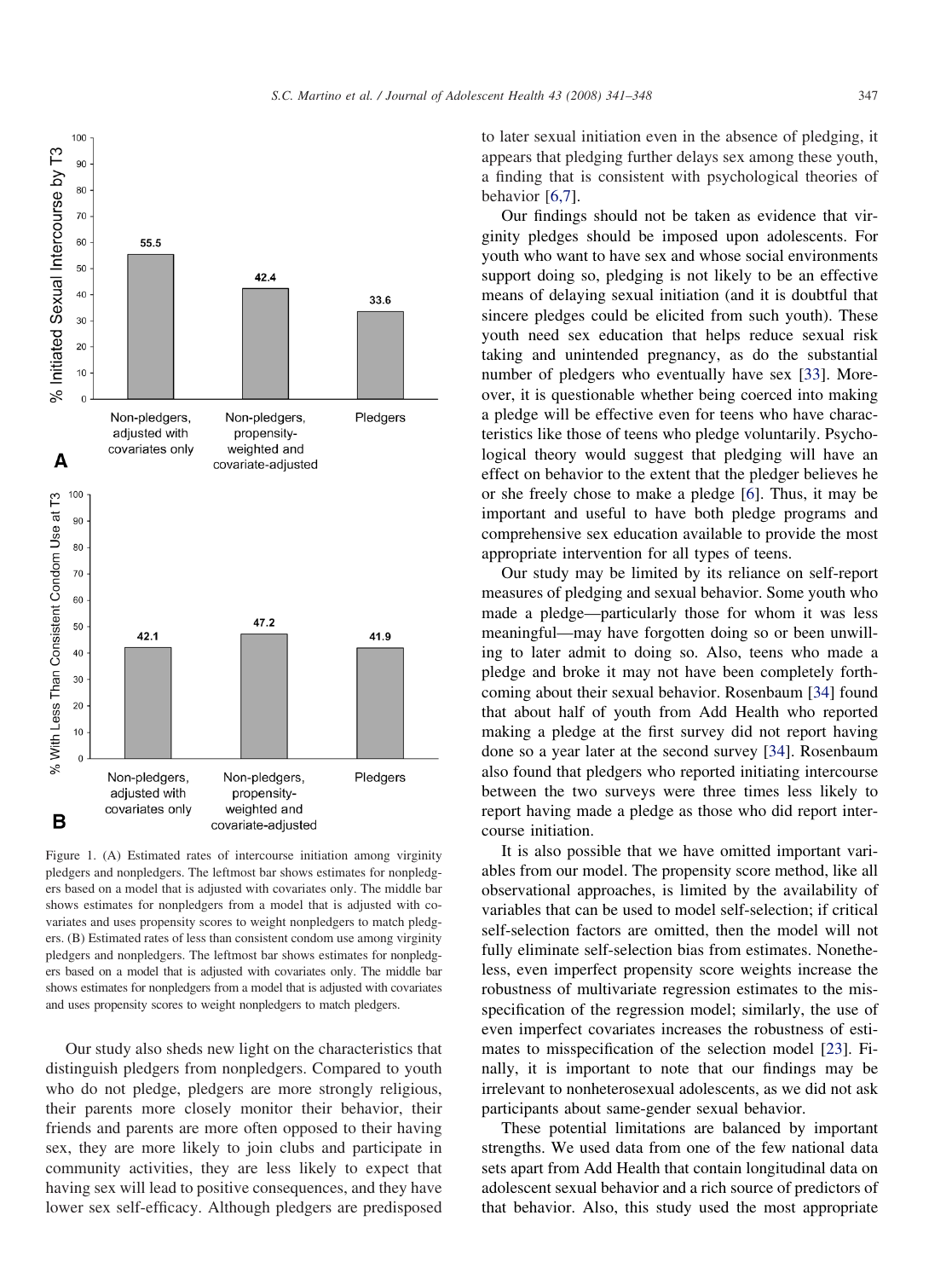Figure 1. (A) Estimated rates of intercourse initiation among virginity pledgers and nonpledgers. The leftmost bar shows estimates for nonpledgers based on a model that is adjusted with covariates only. The middle bar shows estimates for nonpledgers from a model that is adjusted with covariates and uses propensity scores to weight nonpledgers to match pledgers. (B) Estimated rates of less than consistent condom use among virginity pledgers and nonpledgers. The leftmost bar shows estimates for nonpledgers based on a model that is adjusted with covariates only. The middle bar shows estimates for nonpledgers from a model that is adjusted with covariates and uses propensity scores to weight nonpledgers to match pledgers.

Our study also sheds new light on the characteristics that distinguish pledgers from nonpledgers. Compared to youth who do not pledge, pledgers are more strongly religious, their parents more closely monitor their behavior, their friends and parents are more often opposed to their having sex, they are more likely to join clubs and participate in community activities, they are less likely to expect that having sex will lead to positive consequences, and they have lower sex self-efficacy. Although pledgers are predisposed to later sexual initiation even in the absence of pledging, it appears that pledging further delays sex among these youth, a finding that is consistent with psychological theories of behavior [6,7].

Our findings should not be taken as evidence that virginity pledges should be imposed upon adolescents. For youth who want to have sex and whose social environments support doing so, pledging is not likely to be an effective means of delaying sexual initiation (and it is doubtful that sincere pledges could be elicited from such youth). These youth need sex education that helps reduce sexual risk taking and unintended pregnancy, as do the substantial number of pledgers who eventually have sex [33]. Moreover, it is questionable whether being coerced into making a pledge will be effective even for teens who have characteristics like those of teens who pledge voluntarily. Psychological theory would suggest that pledging will have an effect on behavior to the extent that the pledger believes he or she freely chose to make a pledge [6]. Thus, it may be important and useful to have both pledge programs and comprehensive sex education available to provide the most appropriate intervention for all types of teens.

Our study may be limited by its reliance on self-report measures of pledging and sexual behavior. Some youth who made a pledge—particularly those for whom it was less meaningful—may have forgotten doing so or been unwilling to later admit to doing so. Also, teens who made a pledge and broke it may not have been completely forthcoming about their sexual behavior. Rosenbaum [34] found that about half of youth from Add Health who reported making a pledge at the first survey did not report having done so a year later at the second survey [34]. Rosenbaum also found that pledgers who reported initiating intercourse between the two surveys were three times less likely to report having made a pledge as those who did report intercourse initiation.

It is also possible that we have omitted important variables from our model. The propensity score method, like all observational approaches, is limited by the availability of variables that can be used to model self-selection; if critical self-selection factors are omitted, then the model will not fully eliminate self-selection bias from estimates. Nonetheless, even imperfect propensity score weights increase the robustness of multivariate regression estimates to the misspecification of the regression model; similarly, the use of even imperfect covariates increases the robustness of estimates to misspecification of the selection model [23]. Finally, it is important to note that our findings may be irrelevant to nonheterosexual adolescents, as we did not ask participants about same-gender sexual behavior.

These potential limitations are balanced by important strengths. We used data from one of the few national data sets apart from Add Health that contain longitudinal data on adolescent sexual behavior and a rich source of predictors of that behavior. Also, this study used the most appropriate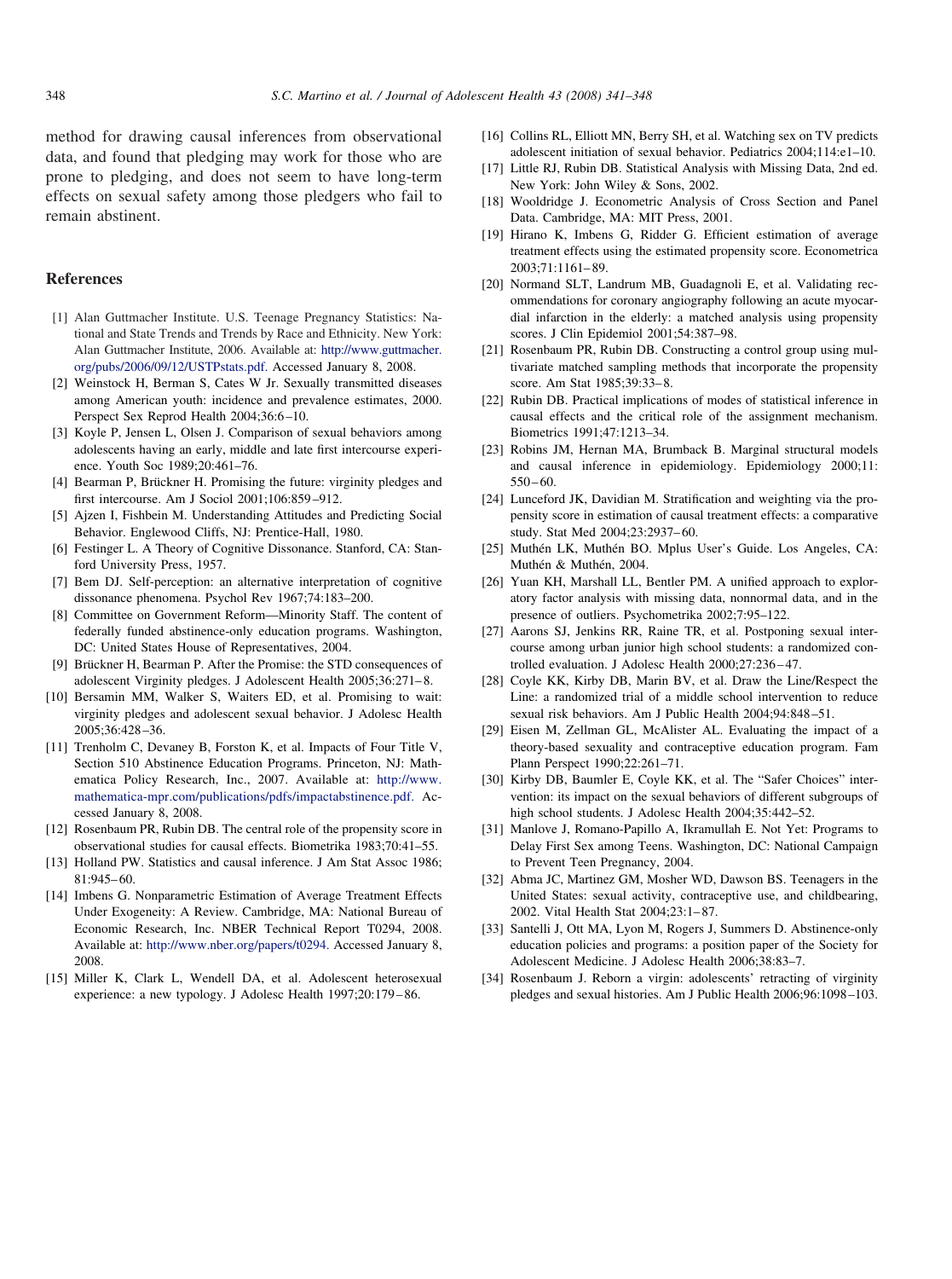method for drawing causal inferences from observational data, and found that pledging may work for those who are prone to pledging, and does not seem to have long-term effects on sexual safety among those pledgers who fail to remain abstinent.

## References

[1] Alan Guttmacher Institute. U.S. Teenage Pregnancy Statistics: National and State Trends and Trends by Race and Ethnicity. New York: Alan Guttmacher Institute, 2006. Available at: http://www.guttmacher.org/pubs/2006/09/12/USTPstats.pdf. Accessed January 8, 2008.

[2] Weinstock H, Berman S, Cates W Jr. Sexually transmitted diseases among American youth: incidence and prevalence estimates, 2000. Perspect Sex Reprod Health 2004;36:6–10.

[3] Koyle P, Jensen L, Olsen J. Comparison of sexual behaviors among adolescents having an early, middle and late first intercourse experience. Youth Soc 1989;20:461–76.

[4] Bearman P, Brückner H. Promising the future: virginity pledges and first intercourse. Am J Sociol 2001;106:859–912.

[5] Ajzen I, Fishbein M. Understanding Attitudes and Predicting Social Behavior. Englewood Cliffs, NJ: Prentice-Hall, 1980.

[6] Festinger L. A Theory of Cognitive Dissonance. Stanford, CA: Stanford University Press, 1957.

[7] Bem DJ. Self-perception: an alternative interpretation of cognitive dissonance phenomena. Psychol Rev 1967;74:183–200.

[8] Committee on Government Reform—Minority Staff. The content of federally funded abstinence-only education programs. Washington, DC: United States House of Representatives, 2004.

[9] Brückner H, Bearman P. After the Promise: the STD consequences of adolescent Virginity pledges. J Adolescent Health 2005;36:271–8.

[10] Bersamin MM, Walker S, Waiters ED, et al. Promising to wait: virginity pledges and adolescent sexual behavior. J Adolesc Health 2005;36:428–36.

[11] Trenholm C, Devaney B, Forston K, et al. Impacts of Four Title V, Section 510 Abstinence Education Programs. Princeton, NJ: Mathematica Policy Research, Inc., 2007. Available at: http://www.mathematica-mpr.com/publications/pdfs/impactabstinence.pdf. Accessed January 8, 2008.

[12] Rosenbaum PR, Rubin DB. The central role of the propensity score in observational studies for causal effects. Biometrika 1983;70:41–55.

[13] Holland PW. Statistics and causal inference. J Am Stat Assoc 1986;81:945–60.

[14] Imbens G. Nonparametric Estimation of Average Treatment Effects Under Exogeneity: A Review. Cambridge, MA: National Bureau of Economic Research, Inc. NBER Technical Report T0294, 2008. Available at: http://www.nber.org/papers/t0294. Accessed January 8, 2008.

[15] Miller K, Clark L, Wendell DA, et al. Adolescent heterosexual experience: a new typology. J Adolesc Health 1997;20:179–86.

[16] Collins RL, Elliott MN, Berry SH, et al. Watching sex on TV predicts adolescent initiation of sexual behavior. Pediatrics 2004;114:e1–10.

[17] Little RJ, Rubin DB. Statistical Analysis with Missing Data, 2nd ed. New York: John Wiley & Sons, 2002.

[18] Wooldridge J. Econometric Analysis of Cross Section and Panel Data. Cambridge, MA: MIT Press, 2001.

[19] Hirano K, Imbens G, Ridder G. Efficient estimation of average treatment effects using the estimated propensity score. Econometrica 2003;71:1161–89.

[20] Normand SLT, Landrum MB, Guadagnoli E, et al. Validating recommendations for coronary angiography following an acute myocardial infarction in the elderly: a matched analysis using propensity scores. J Clin Epidemiol 2001;54:387–98.

[21] Rosenbaum PR, Rubin DB. Constructing a control group using multivariate matched sampling methods that incorporate the propensity score. Am Stat 1985;39:33–8.

[22] Rubin DB. Practical implications of modes of statistical inference in causal effects and the critical role of the assignment mechanism. Biometrics 1991;47:1213–34.

[23] Robins JM, Hernan MA, Brumback B. Marginal structural models and causal inference in epidemiology. Epidemiology 2000;11:550–60.

[24] Lunceford JK, Davidian M. Stratification and weighting via the propensity score in estimation of causal treatment effects: a comparative study. Stat Med 2004;23:2937–60.

[25] Muthén LK, Muthén BO. Mplus User's Guide. Los Angeles, CA: Muthén & Muthén, 2004.

[26] Yuan KH, Marshall LL, Bentler PM. A unified approach to exploratory factor analysis with missing data, nonnormal data, and in the presence of outliers. Psychometrika 2002;7:95–122.

[27] Aarons SJ, Jenkins RR, Raine TR, et al. Postponing sexual intercourse among urban junior high school students: a randomized controlled evaluation. J Adolesc Health 2000;27:236–47.

[28] Coyle KK, Kirby DB, Marin BV, et al. Draw the Line/Respect the Line: a randomized trial of a middle school intervention to reduce sexual risk behaviors. Am J Public Health 2004;94:848–51.

[29] Eisen M, Zellman GL, McAlister AL. Evaluating the impact of a theory-based sexuality and contraceptive education program. Fam Plann Perspect 1990;22:261–71.

[30] Kirby DB, Baumler E, Coyle KK, et al. The "Safer Choices" intervention: its impact on the sexual behaviors of different subgroups of high school students. J Adolesc Health 2004;35:442–52.

[31] Manlove J, Romano-Papillo A, Ikramullah E. Not Yet: Programs to Delay First Sex among Teens. Washington, DC: National Campaign to Prevent Teen Pregnancy, 2004.

[32] Abma JC, Martinez GM, Mosher WD, Dawson BS. Teenagers in the United States: sexual activity, contraceptive use, and childbearing, 2002. Vital Health Stat 2004;23:1–87.

[33] Santelli J, Ott MA, Lyon M, Rogers J, Summers D. Abstinence-only education policies and programs: a position paper of the Society for Adolescent Medicine. J Adolesc Health 2006;38:83–7.

[34] Rosenbaum J. Reborn a virgin: adolescents' retracting of virginity pledges and sexual histories. Am J Public Health 2006;96:1098–103.